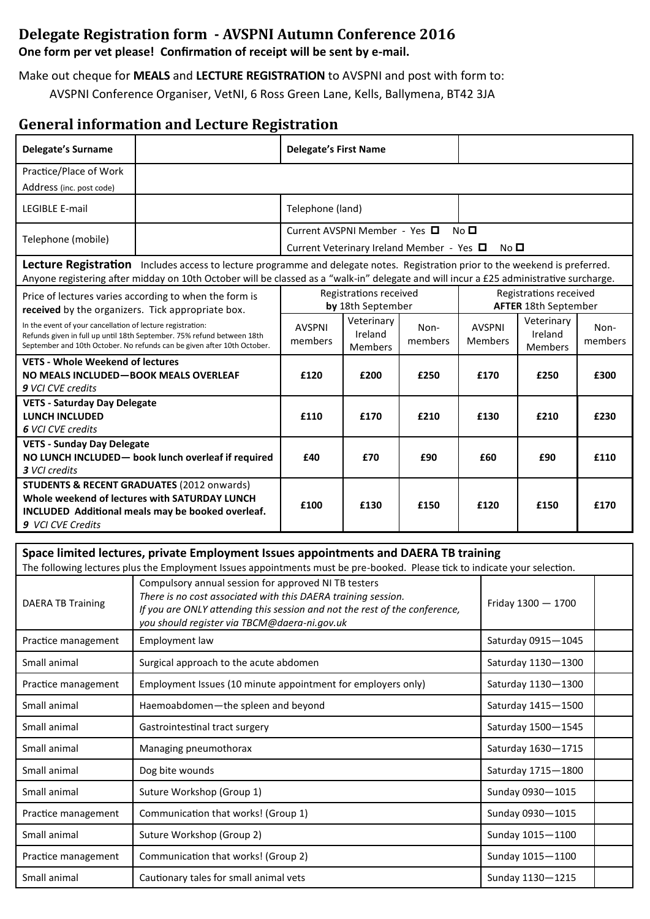# Delegate Registration form - AVSPNI Autumn Conference 2016

**One form per vet please! Confirmation of receipt will be sent by e-mail.**

Make out cheque for **MEALS** and **LECTURE REGISTRATION** to AVSPNI and post with form to:

AVSPNI Conference Organiser, VetNI, 6 Ross Green Lane, Kells, Ballymena, BT42 3JA

## General information and Lecture Registration

| **Delegate's Surname** | | **Delegate's First Name** | |
|---|---|---|---|
| Practice/Place of Work Address (inc. post code) | | | |
| LEGIBLE E-mail | | Telephone (land) | |
| Telephone (mobile) | | Current AVSPNI Member - Yes ☐ No ☐ <br> Current Veterinary Ireland Member - Yes ☐ No ☐ | |

**Lecture Registration** Includes access to lecture programme and delegate notes. Registration prior to the weekend is preferred. Anyone registering after midday on 10th October will be classed as a "walk-in" delegate and will incur a £25 administrative surcharge.

| Price of lectures varies according to when the form is **received** by the organizers. Tick appropriate box. | Registrations received **by** 18th September | | | Registrations received **AFTER** 18th September | | |
|---|---|---|---|---|---|---|
| In the event of your cancellation of lecture registration: Refunds given in full up until 18th September. 75% refund between 18th September and 10th October. No refunds can be given after 10th October. | AVSPNI members | Veterinary Ireland Members | Non-members | AVSPNI Members | Veterinary Ireland Members | Non-members |
| **VETS - Whole Weekend of lectures** <br> **NO MEALS INCLUDED—BOOK MEALS OVERLEAF** <br> ***9** VCI CVE credits* | **£120** | **£200** | **£250** | **£170** | **£250** | **£300** |
| **VETS - Saturday Day Delegate** <br> **LUNCH INCLUDED** <br> ***6** VCI CVE credits* | **£110** | **£170** | **£210** | **£130** | **£210** | **£230** |
| **VETS - Sunday Day Delegate** <br> **NO LUNCH INCLUDED— book lunch overleaf if required** <br> ***3** VCI credits* | **£40** | **£70** | **£90** | **£60** | **£90** | **£110** |
| **STUDENTS & RECENT GRADUATES** (2012 onwards) <br> **Whole weekend of lectures with SATURDAY LUNCH INCLUDED Additional meals may be booked overleaf.** <br> ***9** VCI CVE Credits* | **£100** | **£130** | **£150** | **£120** | **£150** | **£170** |

**Space limited lectures, private Employment Issues appointments and DAERA TB training**

The following lectures plus the Employment Issues appointments must be pre-booked. Please tick to indicate your selection.

| | | | |
|---|---|---|---|
| DAERA TB Training | Compulsory annual session for approved NI TB testers <br> *There is no cost associated with this DAERA training session.* <br> *If you are ONLY attending this session and not the rest of the conference, you should register via TBCM@daera-ni.gov.uk* | Friday 1300 — 1700 | |
| Practice management | Employment law | Saturday 0915—1045 | |
| Small animal | Surgical approach to the acute abdomen | Saturday 1130—1300 | |
| Practice management | Employment Issues (10 minute appointment for employers only) | Saturday 1130—1300 | |
| Small animal | Haemoabdomen—the spleen and beyond | Saturday 1415—1500 | |
| Small animal | Gastrointestinal tract surgery | Saturday 1500—1545 | |
| Small animal | Managing pneumothorax | Saturday 1630—1715 | |
| Small animal | Dog bite wounds | Saturday 1715—1800 | |
| Small animal | Suture Workshop (Group 1) | Sunday 0930—1015 | |
| Practice management | Communication that works! (Group 1) | Sunday 0930—1015 | |
| Small animal | Suture Workshop (Group 2) | Sunday 1015—1100 | |
| Practice management | Communication that works! (Group 2) | Sunday 1015—1100 | |
| Small animal | Cautionary tales for small animal vets | Sunday 1130—1215 | |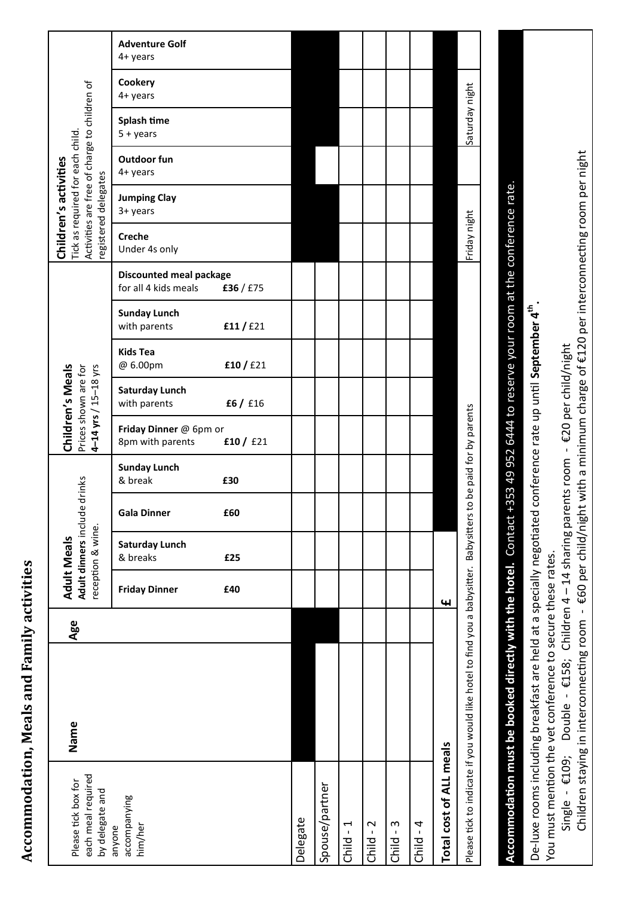# Accommodation, Meals and Family activities

| Please tick box for each meal required by delegate and anyone accompanying him/her | Name | Age | Adult Meals<br>Adult dinners include drinks reception & wine. | | | | Children's Meals<br>Prices shown are for 4–14 yrs / 15–18 yrs | | | | | Children's activities<br>Tick as required for each child. Activities are free of charge to children of registered delegates | | | | | |
|---|---|---|---|---|---|---|---|---|---|---|---|---|---|---|---|---|---|
| | | | Friday Dinner £40 | Saturday Lunch & breaks £25 | Gala Dinner £60 | Sunday Lunch & break £30 | Friday Dinner @ 6pm or 8pm with parents £10 / £21 | Saturday Lunch with parents £6 / £16 | Kids Tea @ 6.00pm £10 / £21 | Sunday Lunch with parents £11 / £21 | Discounted meal package for all 4 kids meals £36 / £75 | Creche Under 4s only | Jumping Clay 3+ years | Outdoor fun 4+ years | Splash time 5 + years | Cookery 4+ years | Adventure Golf 4+ years |
| Delegate | | | | | | | | | | | | | | | | | |
| Spouse/partner | | | | | | | | | | | | | | | | | |
| Child - 1 | | | | | | | | | | | | | | | | | |
| Child - 2 | | | | | | | | | | | | | | | | | |
| Child - 3 | | | | | | | | | | | | | | | | | |
| Child - 4 | | | | | | | | | | | | | | | | | |
| Total cost of ALL meals | | | £ | | | | | | | | | | | | | | |

| Please tick to indicate if you would like hotel to find you a babysitter. Babysitters to be paid for by parents | Friday night | | Saturday night | |
|---|---|---|---|---|

**Accommodation must be booked directly with the hotel.** Contact +353 49 952 6444 to reserve your room at the conference rate.

De-luxe rooms including breakfast are held at a specially negotiated conference rate up until **September 4th**.
You must mention the vet conference to secure these rates.

Single - €109; Double - €158; Children 4 – 14 sharing parents room - €20 per child/night

Children staying in interconnecting room - €60 per child/night with a minimum charge of €120 per interconnecting room per night